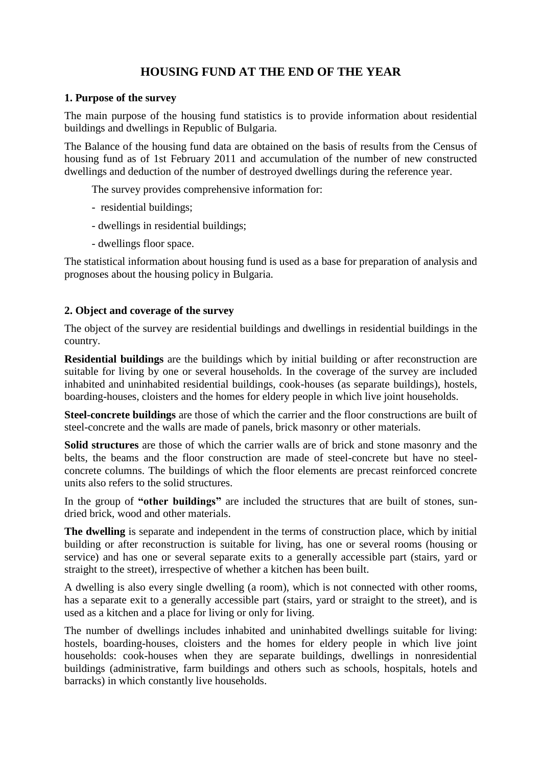# HOUSING FUND AT THE END OF THE YEAR

### 1. Purpose of the survey

The main purpose of the housing fund statistics is to provide information about residential buildings and dwellings in Republic of Bulgaria.

The Balance of the housing fund data are obtained on the basis of results from the Census of housing fund as of 1st February 2011 and accumulation of the number of new constructed dwellings and deduction of the number of destroyed dwellings during the reference year.

The survey provides comprehensive information for:

- residential buildings;
- dwellings in residential buildings;
- dwellings floor space.

The statistical information about housing fund is used as a base for preparation of analysis and prognoses about the housing policy in Bulgaria.

### 2. Object and coverage of the survey

The object of the survey are residential buildings and dwellings in residential buildings in the country.

**Residential buildings** are the buildings which by initial building or after reconstruction are suitable for living by one or several households. In the coverage of the survey are included inhabited and uninhabited residential buildings, cook-houses (as separate buildings), hostels, boarding-houses, cloisters and the homes for eldery people in which live joint households.

**Steel-concrete buildings** are those of which the carrier and the floor constructions are built of steel-concrete and the walls are made of panels, brick masonry or other materials.

**Solid structures** are those of which the carrier walls are of brick and stone masonry and the belts, the beams and the floor construction are made of steel-concrete but have no steel-concrete columns. The buildings of which the floor elements are precast reinforced concrete units also refers to the solid structures.

In the group of **"other buildings"** are included the structures that are built of stones, sun-dried brick, wood and other materials.

**The dwelling** is separate and independent in the terms of construction place, which by initial building or after reconstruction is suitable for living, has one or several rooms (housing or service) and has one or several separate exits to a generally accessible part (stairs, yard or straight to the street), irrespective of whether a kitchen has been built.

A dwelling is also every single dwelling (a room), which is not connected with other rooms, has a separate exit to a generally accessible part (stairs, yard or straight to the street), and is used as a kitchen and a place for living or only for living.

The number of dwellings includes inhabited and uninhabited dwellings suitable for living: hostels, boarding-houses, cloisters and the homes for eldery people in which live joint households: cook-houses when they are separate buildings, dwellings in nonresidential buildings (administrative, farm buildings and others such as schools, hospitals, hotels and barracks) in which constantly live households.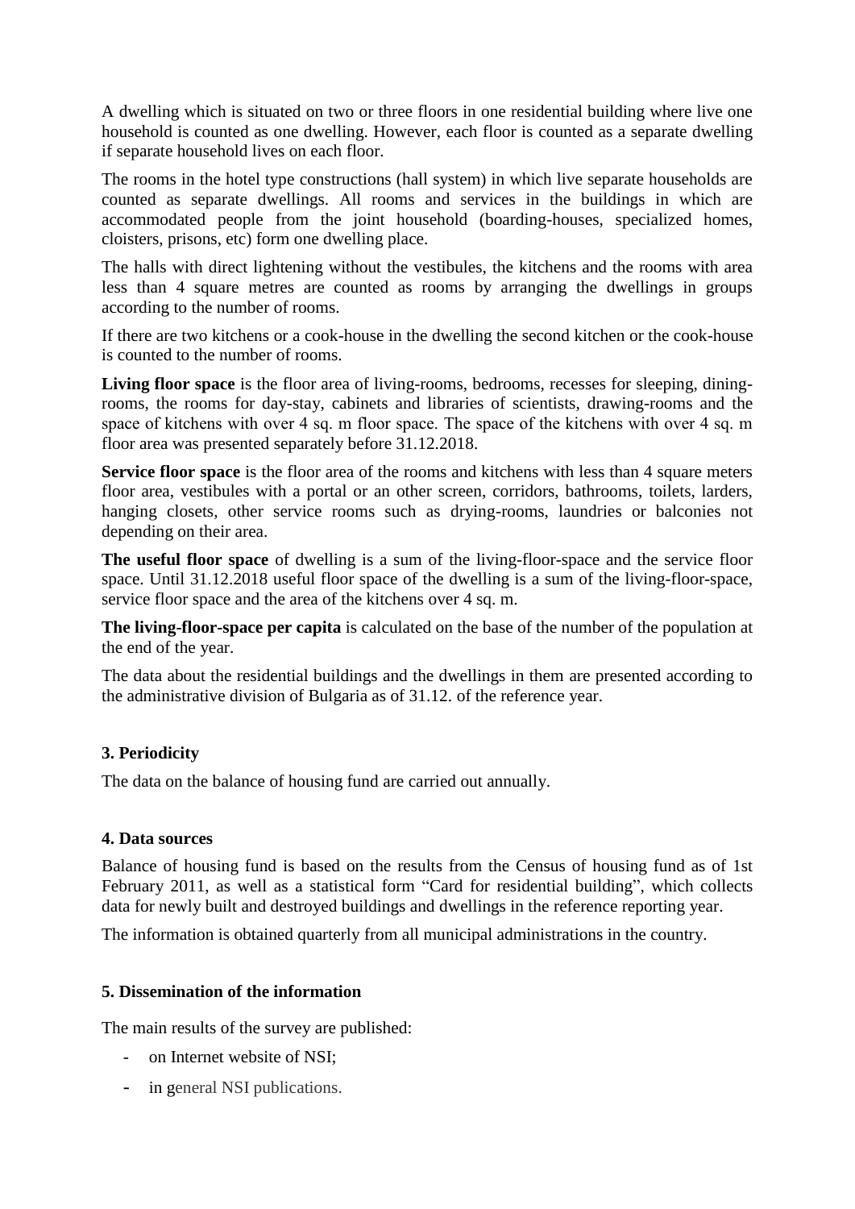A dwelling which is situated on two or three floors in one residential building where live one household is counted as one dwelling. However, each floor is counted as a separate dwelling if separate household lives on each floor.

The rooms in the hotel type constructions (hall system) in which live separate households are counted as separate dwellings. All rooms and services in the buildings in which are accommodated people from the joint household (boarding-houses, specialized homes, cloisters, prisons, etc) form one dwelling place.

The halls with direct lightening without the vestibules, the kitchens and the rooms with area less than 4 square metres are counted as rooms by arranging the dwellings in groups according to the number of rooms.

If there are two kitchens or a cook-house in the dwelling the second kitchen or the cook-house is counted to the number of rooms.

**Living floor space** is the floor area of living-rooms, bedrooms, recesses for sleeping, dining-rooms, the rooms for day-stay, cabinets and libraries of scientists, drawing-rooms and the space of kitchens with over 4 sq. m floor space. The space of the kitchens with over 4 sq. m floor area was presented separately before 31.12.2018.

**Service floor space** is the floor area of the rooms and kitchens with less than 4 square meters floor area, vestibules with a portal or an other screen, corridors, bathrooms, toilets, larders, hanging closets, other service rooms such as drying-rooms, laundries or balconies not depending on their area.

**The useful floor space** of dwelling is a sum of the living-floor-space and the service floor space. Until 31.12.2018 useful floor space of the dwelling is a sum of the living-floor-space, service floor space and the area of the kitchens over 4 sq. m.

**The living-floor-space per capita** is calculated on the base of the number of the population at the end of the year.

The data about the residential buildings and the dwellings in them are presented according to the administrative division of Bulgaria as of 31.12. of the reference year.

### 3. Periodicity

The data on the balance of housing fund are carried out annually.

### 4. Data sources

Balance of housing fund is based on the results from the Census of housing fund as of 1st February 2011, as well as a statistical form "Card for residential building", which collects data for newly built and destroyed buildings and dwellings in the reference reporting year.

The information is obtained quarterly from all municipal administrations in the country.

### 5. Dissemination of the information

The main results of the survey are published:

- on Internet website of NSI;
- in general NSI publications.